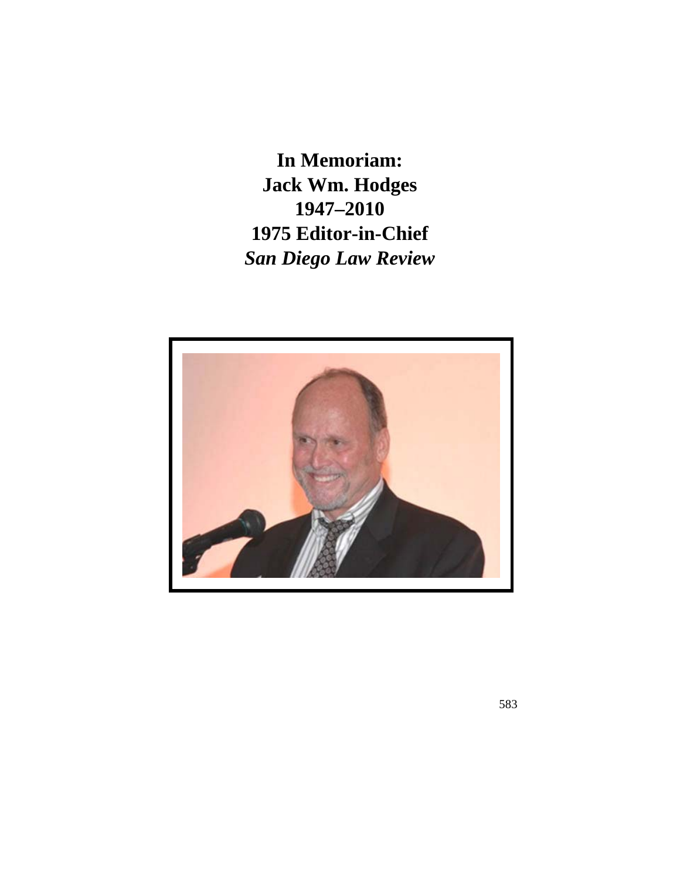# In Memoriam: Jack Wm. Hodges 1947–2010 1975 Editor-in-Chief *San Diego Law Review*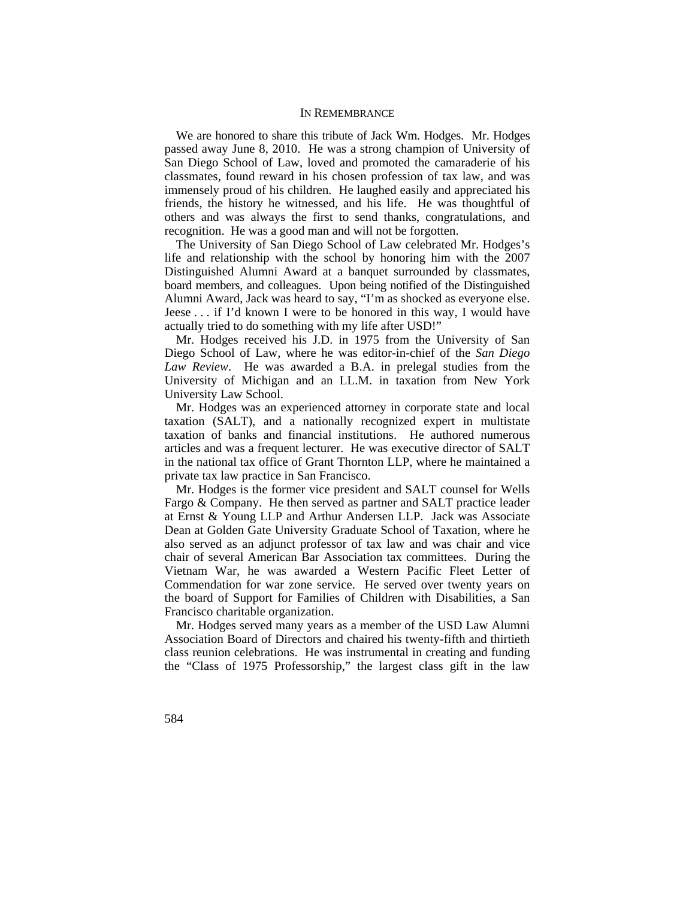# In Remembrance

We are honored to share this tribute of Jack Wm. Hodges. Mr. Hodges passed away June 8, 2010. He was a strong champion of University of San Diego School of Law, loved and promoted the camaraderie of his classmates, found reward in his chosen profession of tax law, and was immensely proud of his children. He laughed easily and appreciated his friends, the history he witnessed, and his life. He was thoughtful of others and was always the first to send thanks, congratulations, and recognition. He was a good man and will not be forgotten.

The University of San Diego School of Law celebrated Mr. Hodges's life and relationship with the school by honoring him with the 2007 Distinguished Alumni Award at a banquet surrounded by classmates, board members, and colleagues. Upon being notified of the Distinguished Alumni Award, Jack was heard to say, "I'm as shocked as everyone else. Jeese . . . if I'd known I were to be honored in this way, I would have actually tried to do something with my life after USD!"

Mr. Hodges received his J.D. in 1975 from the University of San Diego School of Law, where he was editor-in-chief of the *San Diego Law Review*. He was awarded a B.A. in prelegal studies from the University of Michigan and an LL.M. in taxation from New York University Law School.

Mr. Hodges was an experienced attorney in corporate state and local taxation (SALT), and a nationally recognized expert in multistate taxation of banks and financial institutions. He authored numerous articles and was a frequent lecturer. He was executive director of SALT in the national tax office of Grant Thornton LLP, where he maintained a private tax law practice in San Francisco.

Mr. Hodges is the former vice president and SALT counsel for Wells Fargo & Company. He then served as partner and SALT practice leader at Ernst & Young LLP and Arthur Andersen LLP. Jack was Associate Dean at Golden Gate University Graduate School of Taxation, where he also served as an adjunct professor of tax law and was chair and vice chair of several American Bar Association tax committees. During the Vietnam War, he was awarded a Western Pacific Fleet Letter of Commendation for war zone service. He served over twenty years on the board of Support for Families of Children with Disabilities, a San Francisco charitable organization.

Mr. Hodges served many years as a member of the USD Law Alumni Association Board of Directors and chaired his twenty-fifth and thirtieth class reunion celebrations. He was instrumental in creating and funding the "Class of 1975 Professorship," the largest class gift in the law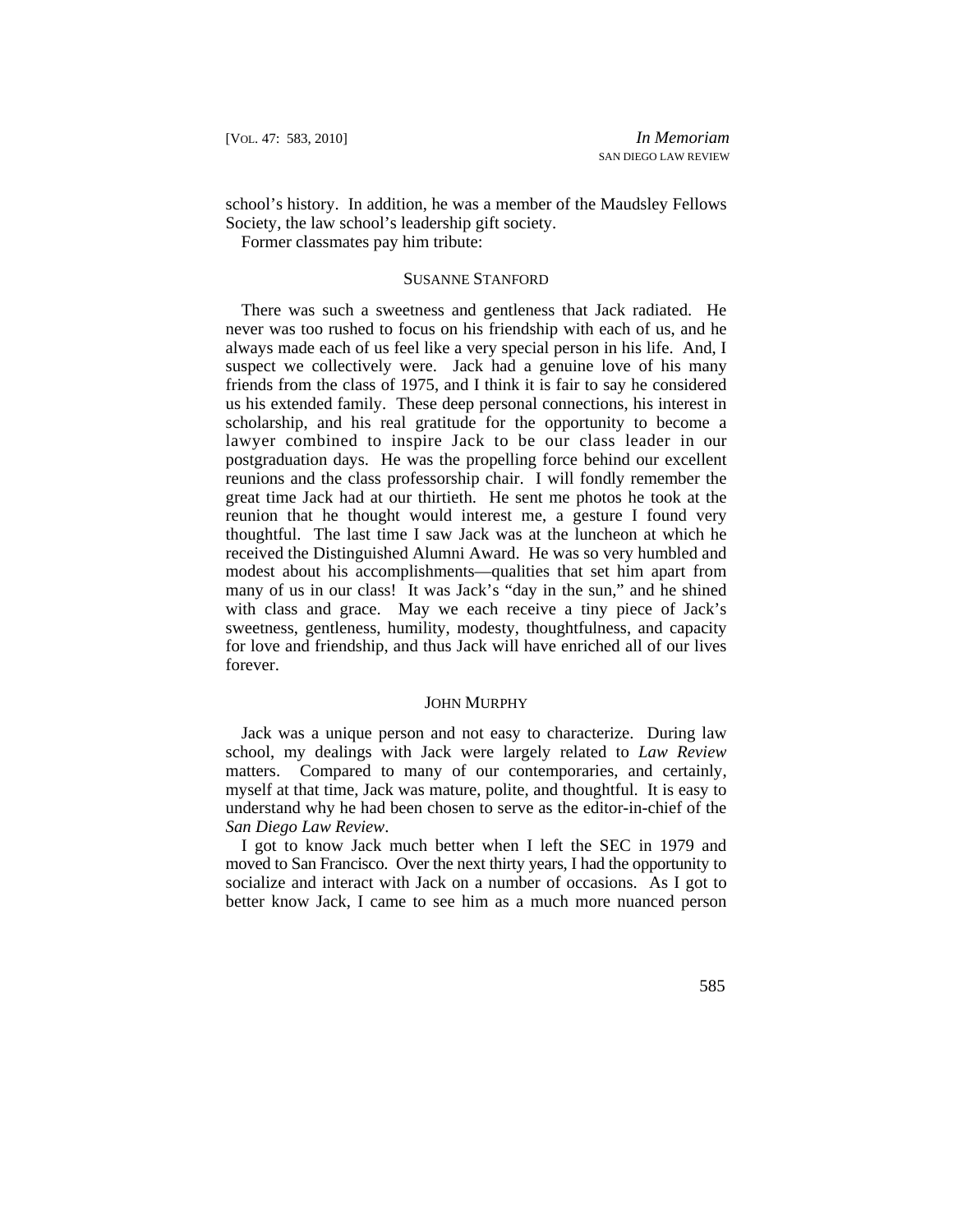school's history. In addition, he was a member of the Maudsley Fellows Society, the law school's leadership gift society.

Former classmates pay him tribute:

### SUSANNE STANFORD

There was such a sweetness and gentleness that Jack radiated. He never was too rushed to focus on his friendship with each of us, and he always made each of us feel like a very special person in his life. And, I suspect we collectively were. Jack had a genuine love of his many friends from the class of 1975, and I think it is fair to say he considered us his extended family. These deep personal connections, his interest in scholarship, and his real gratitude for the opportunity to become a lawyer combined to inspire Jack to be our class leader in our postgraduation days. He was the propelling force behind our excellent reunions and the class professorship chair. I will fondly remember the great time Jack had at our thirtieth. He sent me photos he took at the reunion that he thought would interest me, a gesture I found very thoughtful. The last time I saw Jack was at the luncheon at which he received the Distinguished Alumni Award. He was so very humbled and modest about his accomplishments—qualities that set him apart from many of us in our class! It was Jack's "day in the sun," and he shined with class and grace. May we each receive a tiny piece of Jack's sweetness, gentleness, humility, modesty, thoughtfulness, and capacity for love and friendship, and thus Jack will have enriched all of our lives forever.

### JOHN MURPHY

Jack was a unique person and not easy to characterize. During law school, my dealings with Jack were largely related to *Law Review* matters. Compared to many of our contemporaries, and certainly, myself at that time, Jack was mature, polite, and thoughtful. It is easy to understand why he had been chosen to serve as the editor-in-chief of the *San Diego Law Review*.

I got to know Jack much better when I left the SEC in 1979 and moved to San Francisco. Over the next thirty years, I had the opportunity to socialize and interact with Jack on a number of occasions. As I got to better know Jack, I came to see him as a much more nuanced person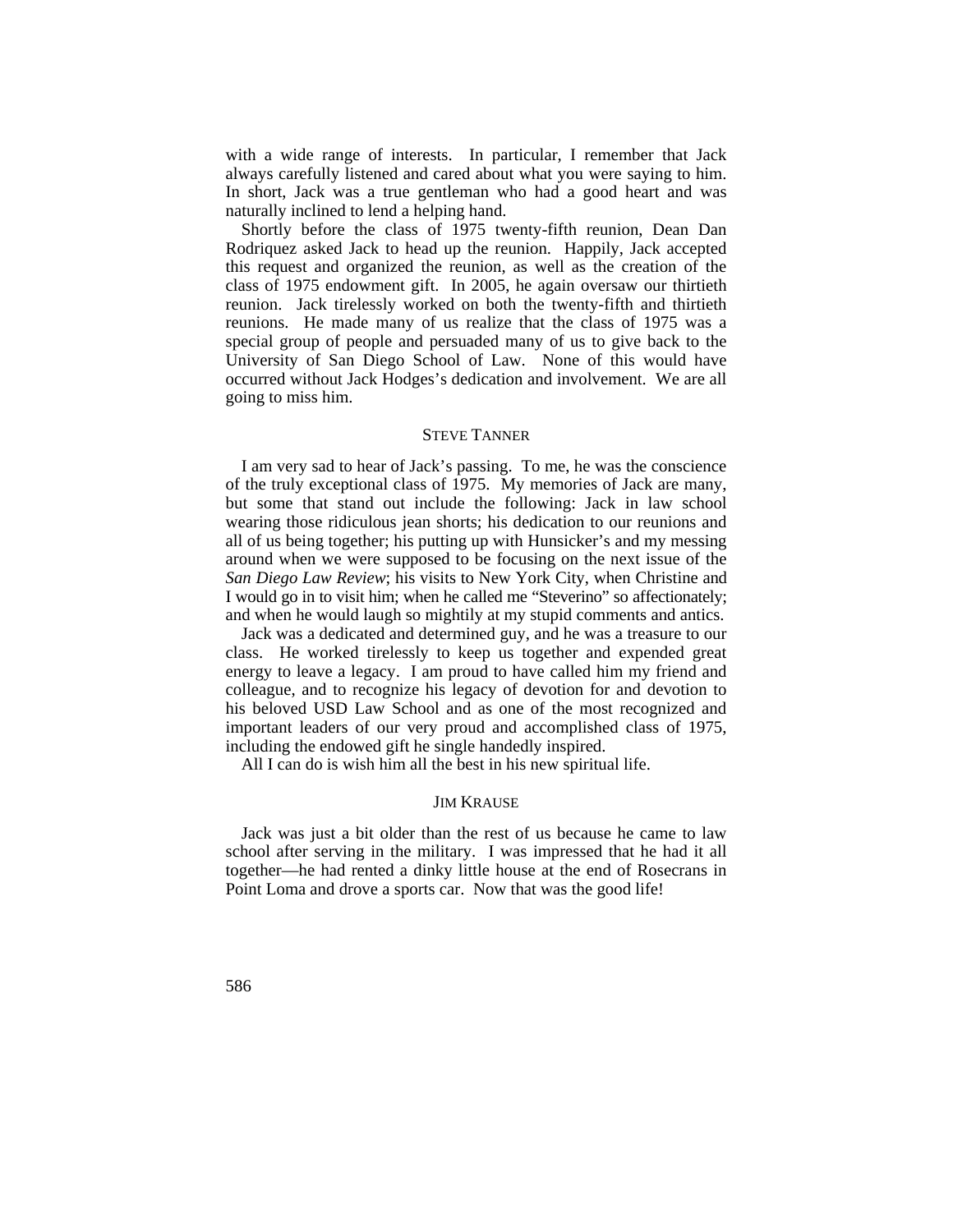with a wide range of interests. In particular, I remember that Jack always carefully listened and cared about what you were saying to him. In short, Jack was a true gentleman who had a good heart and was naturally inclined to lend a helping hand.

Shortly before the class of 1975 twenty-fifth reunion, Dean Dan Rodriquez asked Jack to head up the reunion. Happily, Jack accepted this request and organized the reunion, as well as the creation of the class of 1975 endowment gift. In 2005, he again oversaw our thirtieth reunion. Jack tirelessly worked on both the twenty-fifth and thirtieth reunions. He made many of us realize that the class of 1975 was a special group of people and persuaded many of us to give back to the University of San Diego School of Law. None of this would have occurred without Jack Hodges's dedication and involvement. We are all going to miss him.

### STEVE TANNER

I am very sad to hear of Jack's passing. To me, he was the conscience of the truly exceptional class of 1975. My memories of Jack are many, but some that stand out include the following: Jack in law school wearing those ridiculous jean shorts; his dedication to our reunions and all of us being together; his putting up with Hunsicker's and my messing around when we were supposed to be focusing on the next issue of the *San Diego Law Review*; his visits to New York City, when Christine and I would go in to visit him; when he called me "Steverino" so affectionately; and when he would laugh so mightily at my stupid comments and antics.

Jack was a dedicated and determined guy, and he was a treasure to our class. He worked tirelessly to keep us together and expended great energy to leave a legacy. I am proud to have called him my friend and colleague, and to recognize his legacy of devotion for and devotion to his beloved USD Law School and as one of the most recognized and important leaders of our very proud and accomplished class of 1975, including the endowed gift he single handedly inspired.

All I can do is wish him all the best in his new spiritual life.

### JIM KRAUSE

Jack was just a bit older than the rest of us because he came to law school after serving in the military. I was impressed that he had it all together—he had rented a dinky little house at the end of Rosecrans in Point Loma and drove a sports car. Now that was the good life!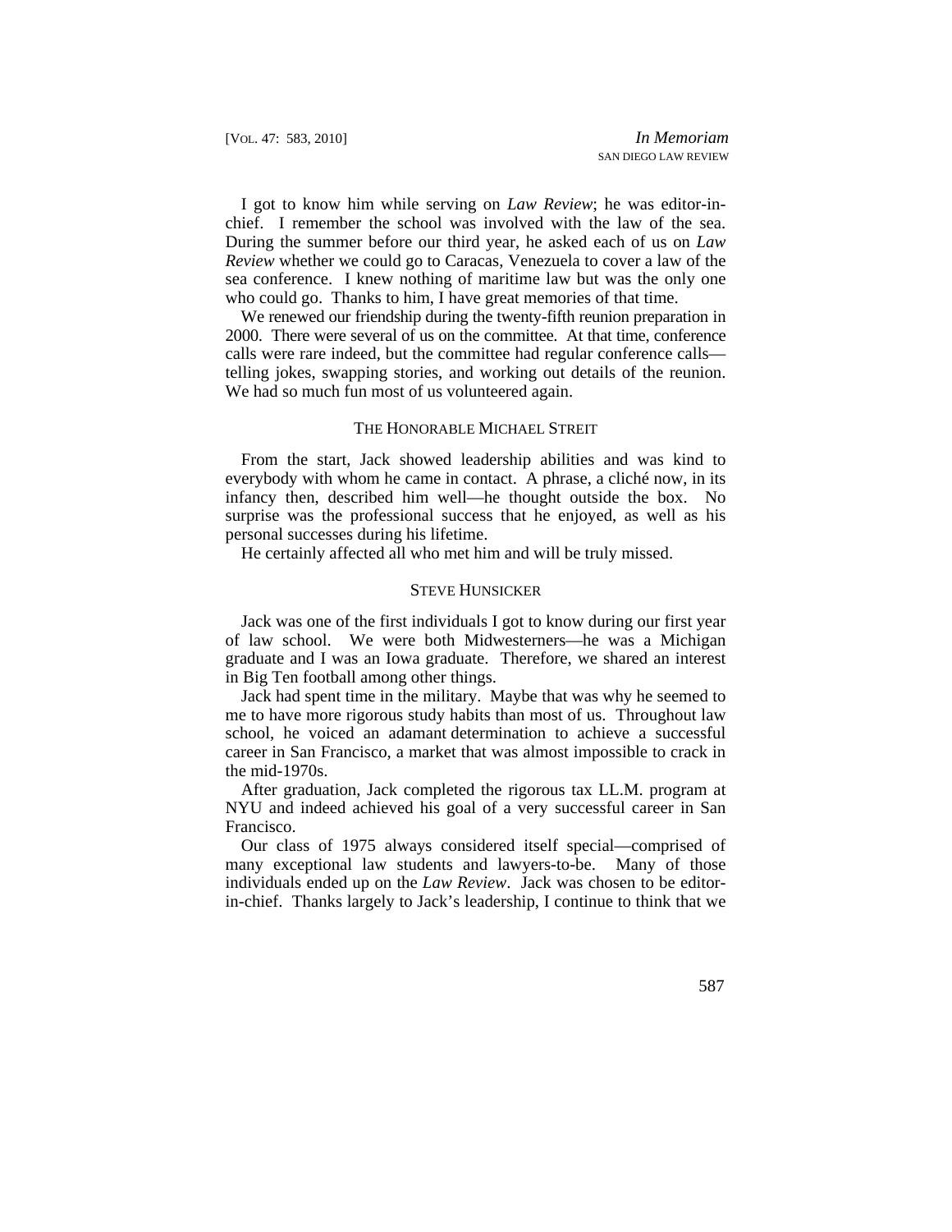I got to know him while serving on *Law Review*; he was editor-in-chief. I remember the school was involved with the law of the sea. During the summer before our third year, he asked each of us on *Law Review* whether we could go to Caracas, Venezuela to cover a law of the sea conference. I knew nothing of maritime law but was the only one who could go. Thanks to him, I have great memories of that time.

We renewed our friendship during the twenty-fifth reunion preparation in 2000. There were several of us on the committee. At that time, conference calls were rare indeed, but the committee had regular conference calls—telling jokes, swapping stories, and working out details of the reunion. We had so much fun most of us volunteered again.

### THE HONORABLE MICHAEL STREIT

From the start, Jack showed leadership abilities and was kind to everybody with whom he came in contact. A phrase, a cliché now, in its infancy then, described him well—he thought outside the box. No surprise was the professional success that he enjoyed, as well as his personal successes during his lifetime.

He certainly affected all who met him and will be truly missed.

### STEVE HUNSICKER

Jack was one of the first individuals I got to know during our first year of law school. We were both Midwesterners—he was a Michigan graduate and I was an Iowa graduate. Therefore, we shared an interest in Big Ten football among other things.

Jack had spent time in the military. Maybe that was why he seemed to me to have more rigorous study habits than most of us. Throughout law school, he voiced an adamant determination to achieve a successful career in San Francisco, a market that was almost impossible to crack in the mid-1970s.

After graduation, Jack completed the rigorous tax LL.M. program at NYU and indeed achieved his goal of a very successful career in San Francisco.

Our class of 1975 always considered itself special—comprised of many exceptional law students and lawyers-to-be. Many of those individuals ended up on the *Law Review*. Jack was chosen to be editor-in-chief. Thanks largely to Jack's leadership, I continue to think that we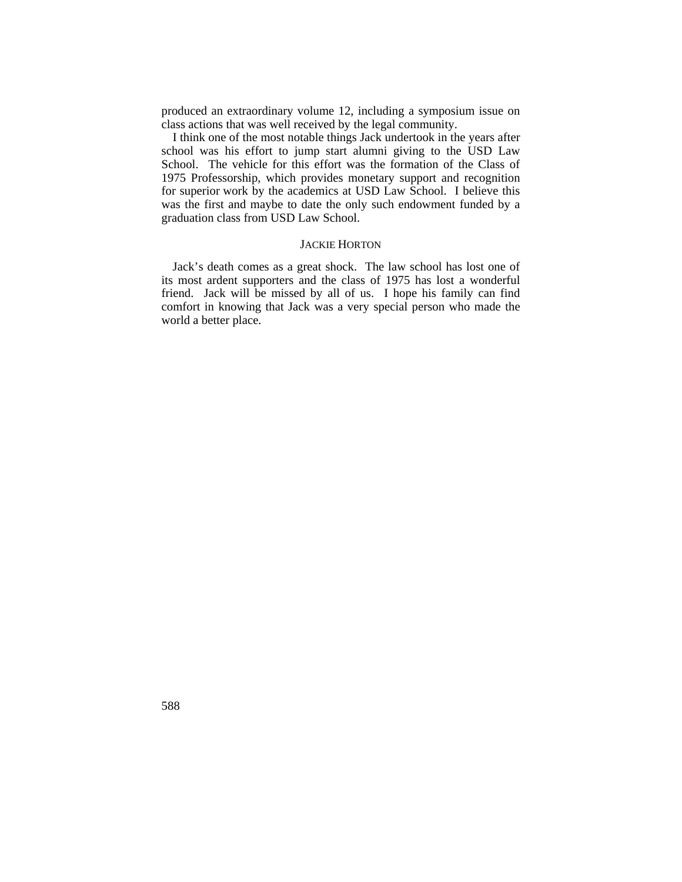produced an extraordinary volume 12, including a symposium issue on class actions that was well received by the legal community.

I think one of the most notable things Jack undertook in the years after school was his effort to jump start alumni giving to the USD Law School. The vehicle for this effort was the formation of the Class of 1975 Professorship, which provides monetary support and recognition for superior work by the academics at USD Law School. I believe this was the first and maybe to date the only such endowment funded by a graduation class from USD Law School.

### JACKIE HORTON

Jack's death comes as a great shock. The law school has lost one of its most ardent supporters and the class of 1975 has lost a wonderful friend. Jack will be missed by all of us. I hope his family can find comfort in knowing that Jack was a very special person who made the world a better place.